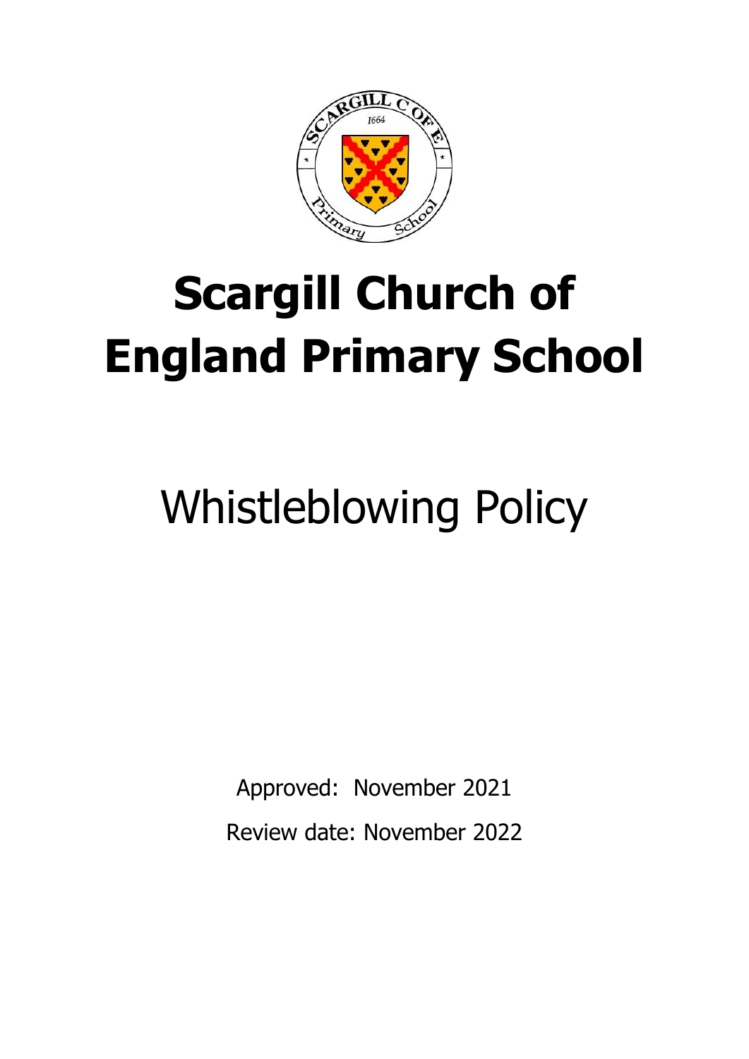# Scargill Church of England Primary School

# Whistleblowing Policy

Approved: November 2021

Review date: November 2022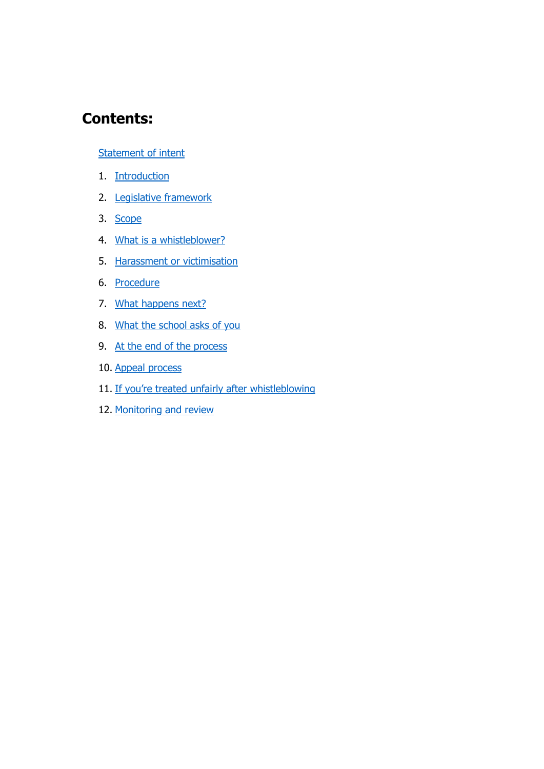## Contents:

Statement of intent

1. Introduction
2. Legislative framework
3. Scope
4. What is a whistleblower?
5. Harassment or victimisation
6. Procedure
7. What happens next?
8. What the school asks of you
9. At the end of the process
10. Appeal process
11. If you're treated unfairly after whistleblowing
12. Monitoring and review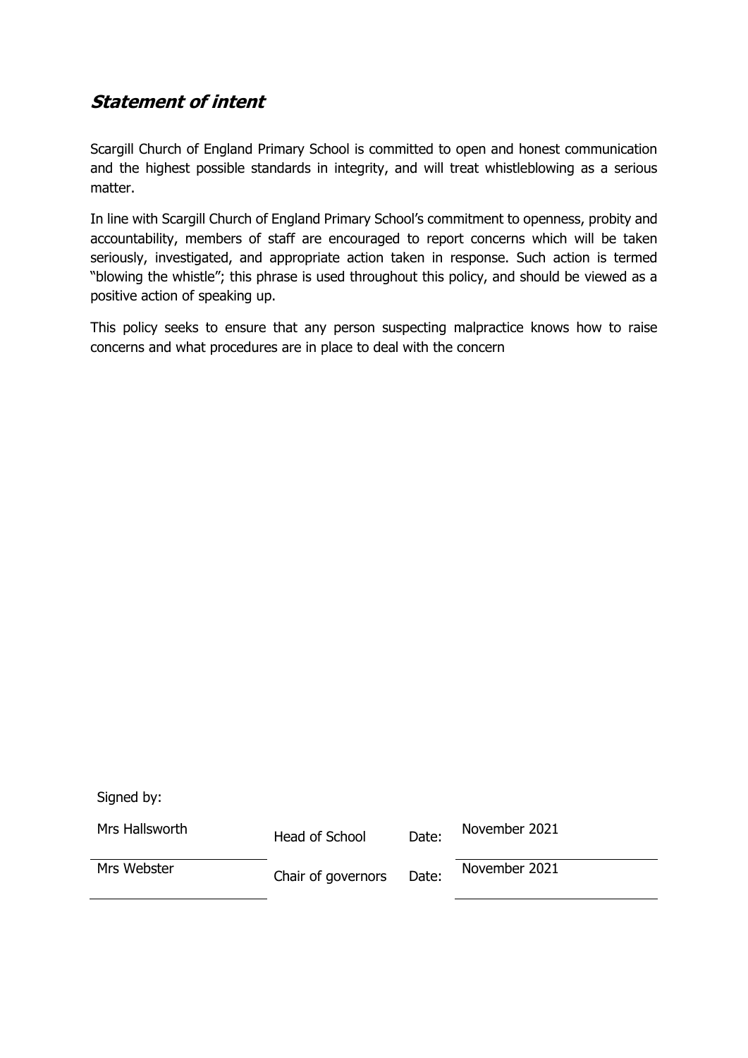## ***Statement of intent***

Scargill Church of England Primary School is committed to open and honest communication and the highest possible standards in integrity, and will treat whistleblowing as a serious matter.

In line with Scargill Church of England Primary School's commitment to openness, probity and accountability, members of staff are encouraged to report concerns which will be taken seriously, investigated, and appropriate action taken in response. Such action is termed "blowing the whistle"; this phrase is used throughout this policy, and should be viewed as a positive action of speaking up.

This policy seeks to ensure that any person suspecting malpractice knows how to raise concerns and what procedures are in place to deal with the concern

Signed by:

| | | | |
|---|---|---|---|
| Mrs Hallsworth | Head of School | Date: | November 2021 |
| Mrs Webster | Chair of governors | Date: | November 2021 |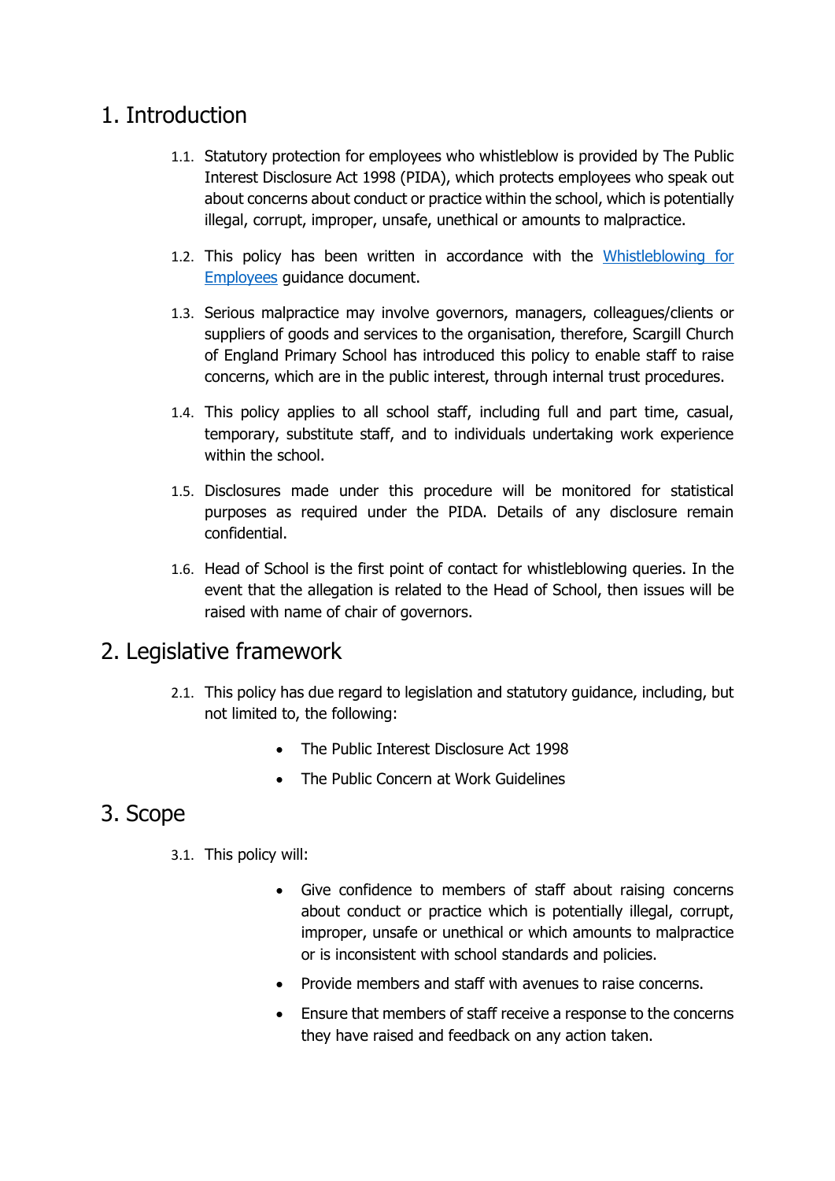# 1. Introduction

1.1. Statutory protection for employees who whistleblow is provided by The Public Interest Disclosure Act 1998 (PIDA), which protects employees who speak out about concerns about conduct or practice within the school, which is potentially illegal, corrupt, improper, unsafe, unethical or amounts to malpractice.

1.2. This policy has been written in accordance with the [Whistleblowing for Employees](#) guidance document.

1.3. Serious malpractice may involve governors, managers, colleagues/clients or suppliers of goods and services to the organisation, therefore, Scargill Church of England Primary School has introduced this policy to enable staff to raise concerns, which are in the public interest, through internal trust procedures.

1.4. This policy applies to all school staff, including full and part time, casual, temporary, substitute staff, and to individuals undertaking work experience within the school.

1.5. Disclosures made under this procedure will be monitored for statistical purposes as required under the PIDA. Details of any disclosure remain confidential.

1.6. Head of School is the first point of contact for whistleblowing queries. In the event that the allegation is related to the Head of School, then issues will be raised with name of chair of governors.

# 2. Legislative framework

2.1. This policy has due regard to legislation and statutory guidance, including, but not limited to, the following:

- The Public Interest Disclosure Act 1998
- The Public Concern at Work Guidelines

# 3. Scope

3.1. This policy will:

- Give confidence to members of staff about raising concerns about conduct or practice which is potentially illegal, corrupt, improper, unsafe or unethical or which amounts to malpractice or is inconsistent with school standards and policies.
- Provide members and staff with avenues to raise concerns.
- Ensure that members of staff receive a response to the concerns they have raised and feedback on any action taken.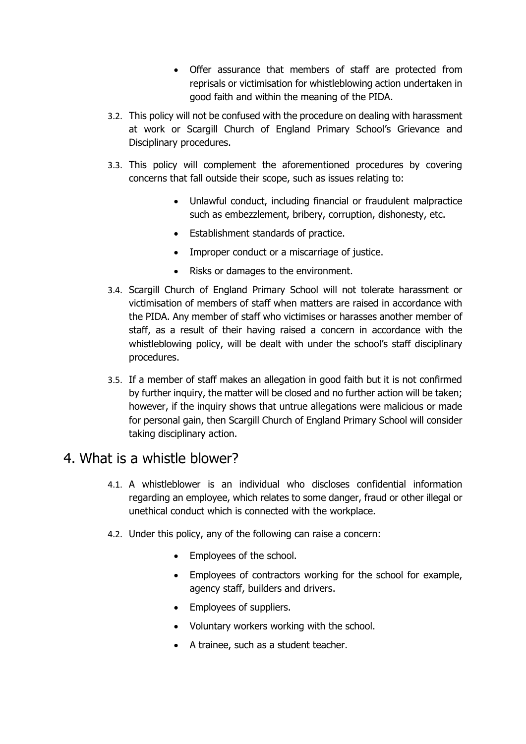- Offer assurance that members of staff are protected from reprisals or victimisation for whistleblowing action undertaken in good faith and within the meaning of the PIDA.

3.2. This policy will not be confused with the procedure on dealing with harassment at work or Scargill Church of England Primary School's Grievance and Disciplinary procedures.

3.3. This policy will complement the aforementioned procedures by covering concerns that fall outside their scope, such as issues relating to:

- Unlawful conduct, including financial or fraudulent malpractice such as embezzlement, bribery, corruption, dishonesty, etc.
- Establishment standards of practice.
- Improper conduct or a miscarriage of justice.
- Risks or damages to the environment.

3.4. Scargill Church of England Primary School will not tolerate harassment or victimisation of members of staff when matters are raised in accordance with the PIDA. Any member of staff who victimises or harasses another member of staff, as a result of their having raised a concern in accordance with the whistleblowing policy, will be dealt with under the school's staff disciplinary procedures.

3.5. If a member of staff makes an allegation in good faith but it is not confirmed by further inquiry, the matter will be closed and no further action will be taken; however, if the inquiry shows that untrue allegations were malicious or made for personal gain, then Scargill Church of England Primary School will consider taking disciplinary action.

# 4. What is a whistle blower?

4.1. A whistleblower is an individual who discloses confidential information regarding an employee, which relates to some danger, fraud or other illegal or unethical conduct which is connected with the workplace.

4.2. Under this policy, any of the following can raise a concern:

- Employees of the school.
- Employees of contractors working for the school for example, agency staff, builders and drivers.
- Employees of suppliers.
- Voluntary workers working with the school.
- A trainee, such as a student teacher.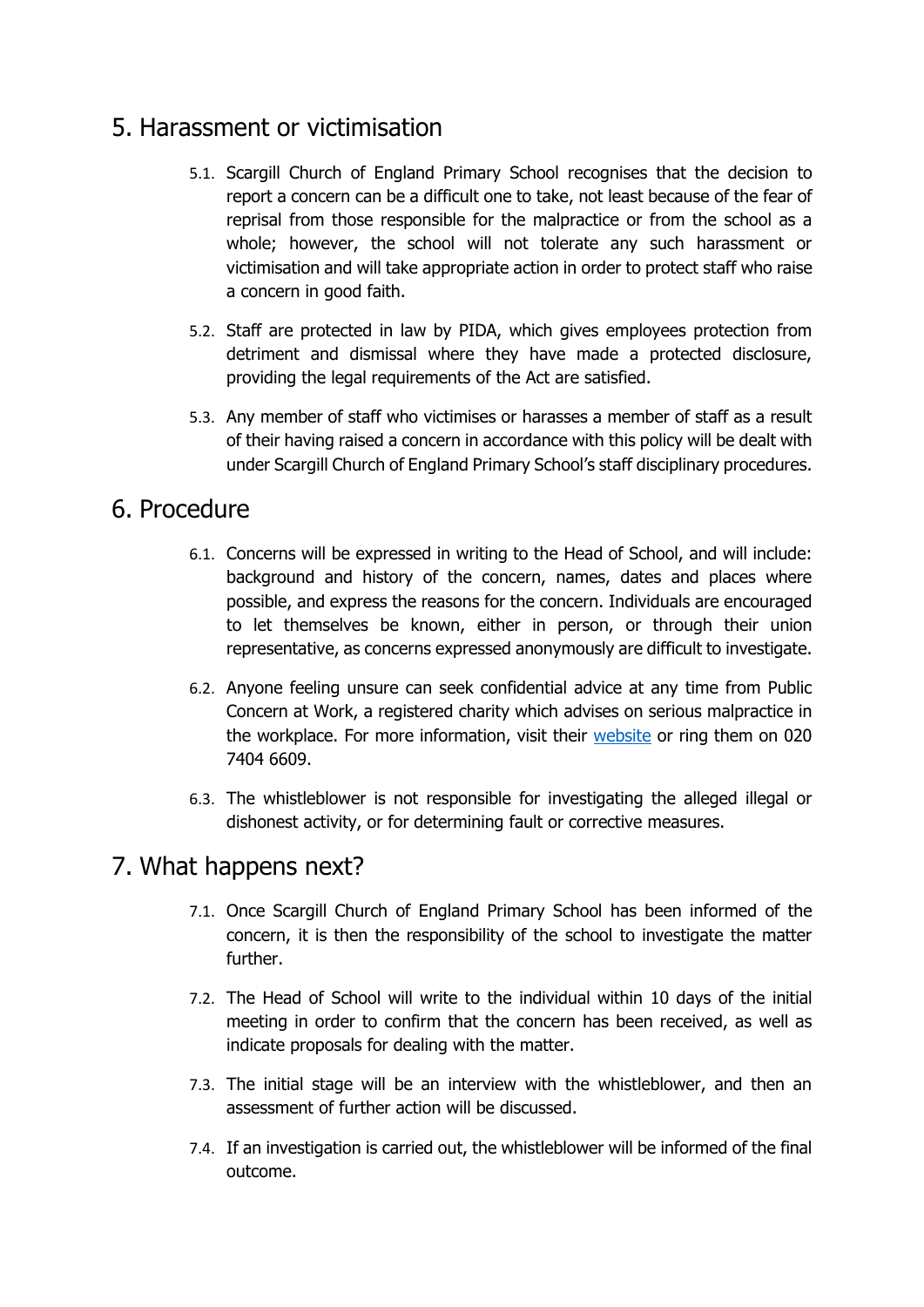## 5. Harassment or victimisation

5.1. Scargill Church of England Primary School recognises that the decision to report a concern can be a difficult one to take, not least because of the fear of reprisal from those responsible for the malpractice or from the school as a whole; however, the school will not tolerate any such harassment or victimisation and will take appropriate action in order to protect staff who raise a concern in good faith.

5.2. Staff are protected in law by PIDA, which gives employees protection from detriment and dismissal where they have made a protected disclosure, providing the legal requirements of the Act are satisfied.

5.3. Any member of staff who victimises or harasses a member of staff as a result of their having raised a concern in accordance with this policy will be dealt with under Scargill Church of England Primary School's staff disciplinary procedures.

## 6. Procedure

6.1. Concerns will be expressed in writing to the Head of School, and will include: background and history of the concern, names, dates and places where possible, and express the reasons for the concern. Individuals are encouraged to let themselves be known, either in person, or through their union representative, as concerns expressed anonymously are difficult to investigate.

6.2. Anyone feeling unsure can seek confidential advice at any time from Public Concern at Work, a registered charity which advises on serious malpractice in the workplace. For more information, visit their website or ring them on 020 7404 6609.

6.3. The whistleblower is not responsible for investigating the alleged illegal or dishonest activity, or for determining fault or corrective measures.

## 7. What happens next?

7.1. Once Scargill Church of England Primary School has been informed of the concern, it is then the responsibility of the school to investigate the matter further.

7.2. The Head of School will write to the individual within 10 days of the initial meeting in order to confirm that the concern has been received, as well as indicate proposals for dealing with the matter.

7.3. The initial stage will be an interview with the whistleblower, and then an assessment of further action will be discussed.

7.4. If an investigation is carried out, the whistleblower will be informed of the final outcome.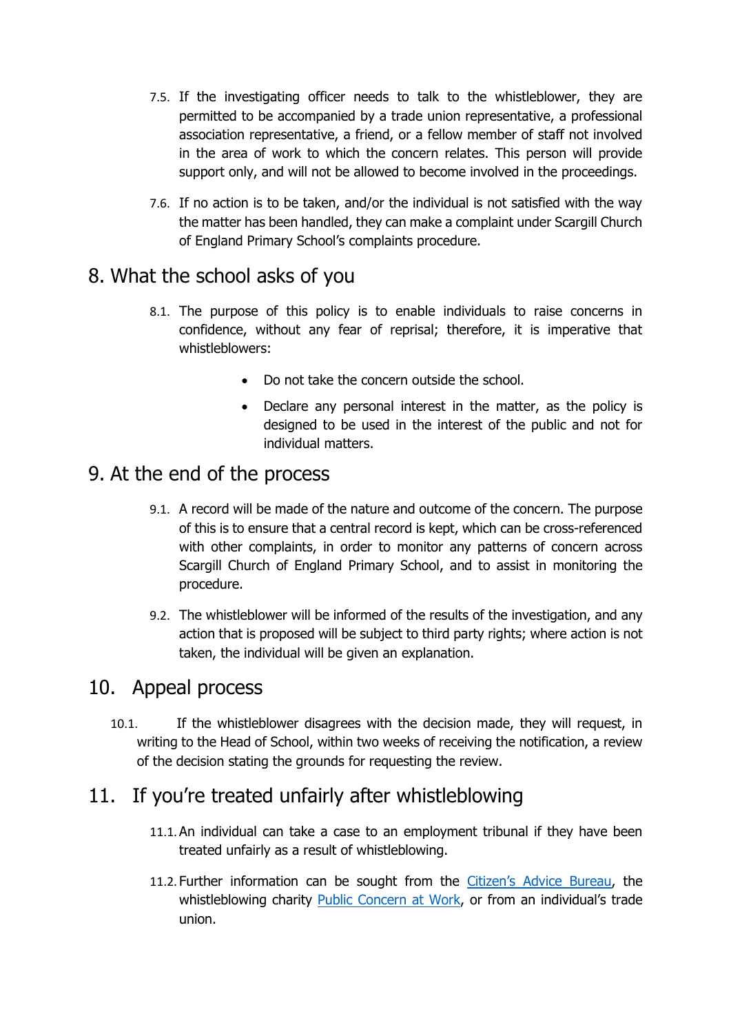7.5. If the investigating officer needs to talk to the whistleblower, they are permitted to be accompanied by a trade union representative, a professional association representative, a friend, or a fellow member of staff not involved in the area of work to which the concern relates. This person will provide support only, and will not be allowed to become involved in the proceedings.

7.6. If no action is to be taken, and/or the individual is not satisfied with the way the matter has been handled, they can make a complaint under Scargill Church of England Primary School's complaints procedure.

## 8. What the school asks of you

8.1. The purpose of this policy is to enable individuals to raise concerns in confidence, without any fear of reprisal; therefore, it is imperative that whistleblowers:

- Do not take the concern outside the school.
- Declare any personal interest in the matter, as the policy is designed to be used in the interest of the public and not for individual matters.

## 9. At the end of the process

9.1. A record will be made of the nature and outcome of the concern. The purpose of this is to ensure that a central record is kept, which can be cross-referenced with other complaints, in order to monitor any patterns of concern across Scargill Church of England Primary School, and to assist in monitoring the procedure.

9.2. The whistleblower will be informed of the results of the investigation, and any action that is proposed will be subject to third party rights; where action is not taken, the individual will be given an explanation.

## 10. Appeal process

10.1. If the whistleblower disagrees with the decision made, they will request, in writing to the Head of School, within two weeks of receiving the notification, a review of the decision stating the grounds for requesting the review.

## 11. If you're treated unfairly after whistleblowing

11.1. An individual can take a case to an employment tribunal if they have been treated unfairly as a result of whistleblowing.

11.2. Further information can be sought from the Citizen's Advice Bureau, the whistleblowing charity Public Concern at Work, or from an individual's trade union.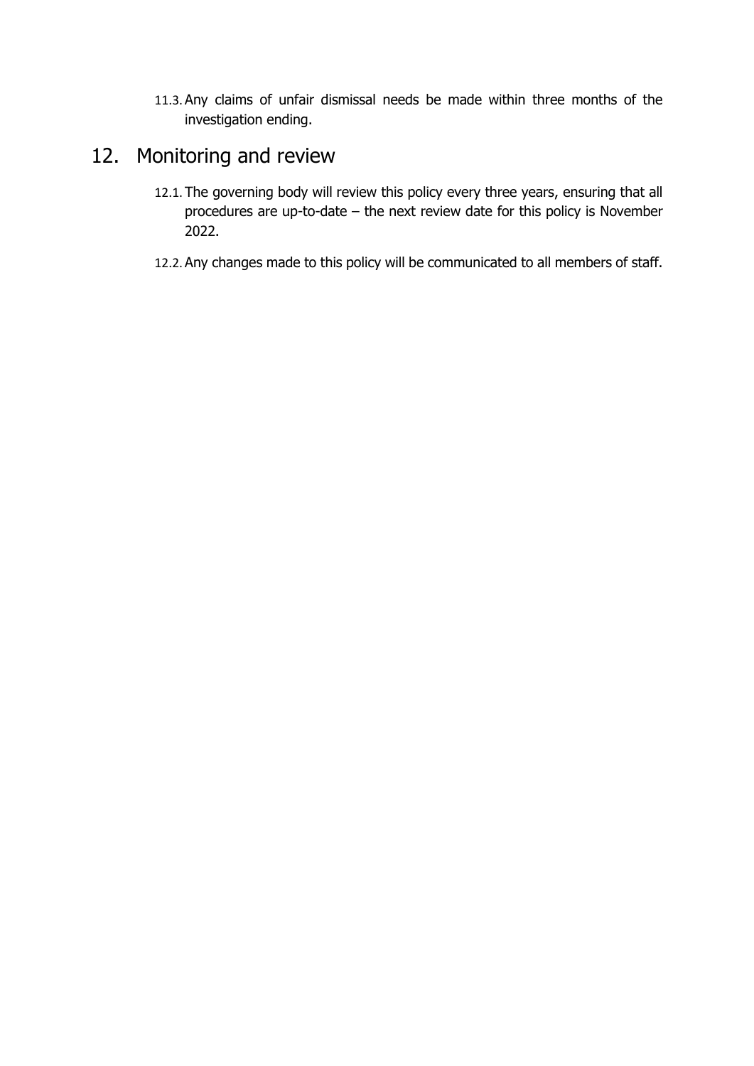11.3. Any claims of unfair dismissal needs be made within three months of the investigation ending.

## 12. Monitoring and review

12.1. The governing body will review this policy every three years, ensuring that all procedures are up-to-date – the next review date for this policy is November 2022.

12.2. Any changes made to this policy will be communicated to all members of staff.